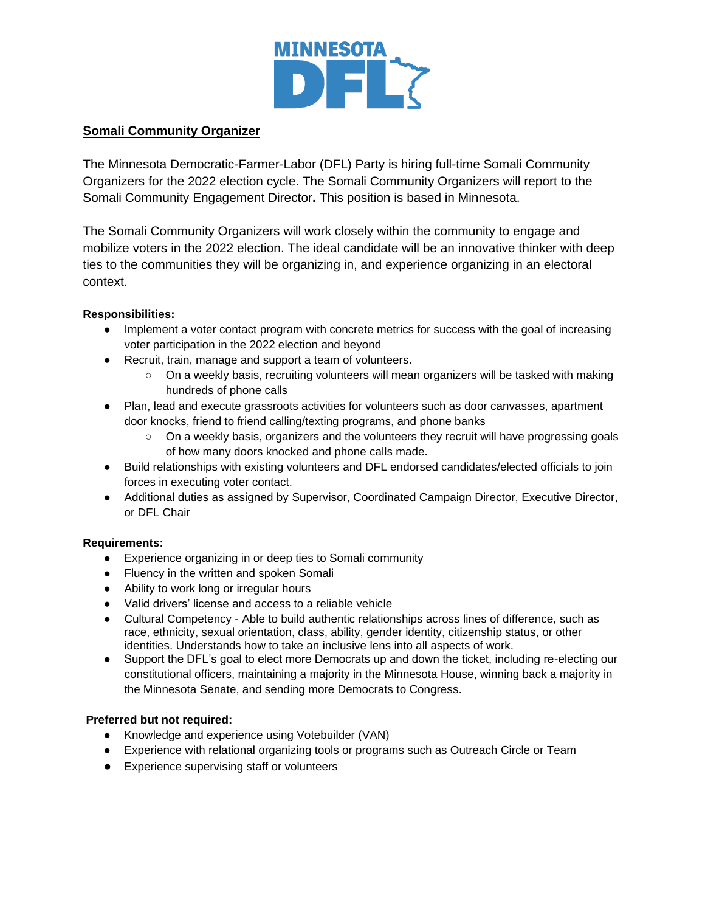MINNESOTA DFL

## Somali Community Organizer

The Minnesota Democratic-Farmer-Labor (DFL) Party is hiring full-time Somali Community Organizers for the 2022 election cycle. The Somali Community Organizers will report to the Somali Community Engagement Director**.** This position is based in Minnesota.

The Somali Community Organizers will work closely within the community to engage and mobilize voters in the 2022 election. The ideal candidate will be an innovative thinker with deep ties to the communities they will be organizing in, and experience organizing in an electoral context.

**Responsibilities:**

- Implement a voter contact program with concrete metrics for success with the goal of increasing voter participation in the 2022 election and beyond
- Recruit, train, manage and support a team of volunteers.
  - On a weekly basis, recruiting volunteers will mean organizers will be tasked with making hundreds of phone calls
- Plan, lead and execute grassroots activities for volunteers such as door canvasses, apartment door knocks, friend to friend calling/texting programs, and phone banks
  - On a weekly basis, organizers and the volunteers they recruit will have progressing goals of how many doors knocked and phone calls made.
- Build relationships with existing volunteers and DFL endorsed candidates/elected officials to join forces in executing voter contact.
- Additional duties as assigned by Supervisor, Coordinated Campaign Director, Executive Director, or DFL Chair

**Requirements:**

- Experience organizing in or deep ties to Somali community
- Fluency in the written and spoken Somali
- Ability to work long or irregular hours
- Valid drivers' license and access to a reliable vehicle
- Cultural Competency - Able to build authentic relationships across lines of difference, such as race, ethnicity, sexual orientation, class, ability, gender identity, citizenship status, or other identities. Understands how to take an inclusive lens into all aspects of work.
- Support the DFL's goal to elect more Democrats up and down the ticket, including re-electing our constitutional officers, maintaining a majority in the Minnesota House, winning back a majority in the Minnesota Senate, and sending more Democrats to Congress.

**Preferred but not required:**

- Knowledge and experience using Votebuilder (VAN)
- Experience with relational organizing tools or programs such as Outreach Circle or Team
- Experience supervising staff or volunteers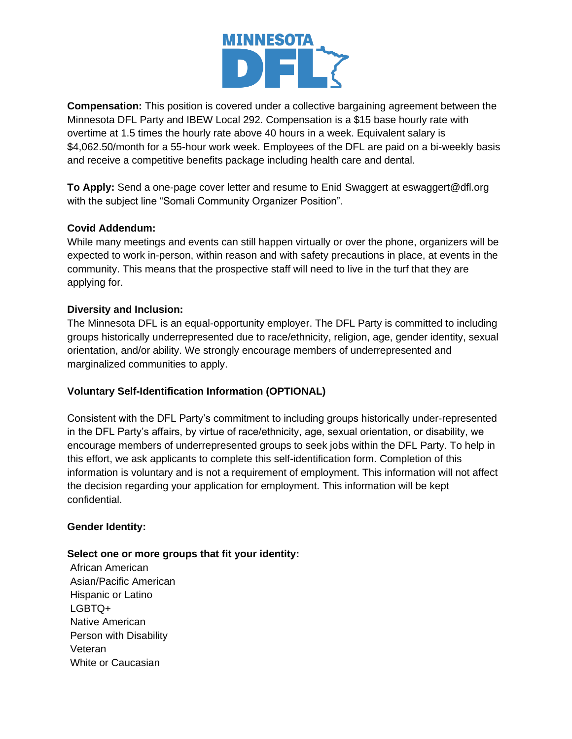**Compensation:** This position is covered under a collective bargaining agreement between the Minnesota DFL Party and IBEW Local 292. Compensation is a $15 base hourly rate with overtime at 1.5 times the hourly rate above 40 hours in a week. Equivalent salary is $4,062.50/month for a 55-hour work week. Employees of the DFL are paid on a bi-weekly basis and receive a competitive benefits package including health care and dental.

**To Apply:** Send a one-page cover letter and resume to Enid Swaggert at eswaggert@dfl.org with the subject line "Somali Community Organizer Position".

**Covid Addendum:**
While many meetings and events can still happen virtually or over the phone, organizers will be expected to work in-person, within reason and with safety precautions in place, at events in the community. This means that the prospective staff will need to live in the turf that they are applying for.

**Diversity and Inclusion:**
The Minnesota DFL is an equal-opportunity employer. The DFL Party is committed to including groups historically underrepresented due to race/ethnicity, religion, age, gender identity, sexual orientation, and/or ability. We strongly encourage members of underrepresented and marginalized communities to apply.

**Voluntary Self-Identification Information (OPTIONAL)**

Consistent with the DFL Party's commitment to including groups historically under-represented in the DFL Party's affairs, by virtue of race/ethnicity, age, sexual orientation, or disability, we encourage members of underrepresented groups to seek jobs within the DFL Party. To help in this effort, we ask applicants to complete this self-identification form. Completion of this information is voluntary and is not a requirement of employment. This information will not affect the decision regarding your application for employment. This information will be kept confidential.

**Gender Identity:**

**Select one or more groups that fit your identity:**

African American
Asian/Pacific American
Hispanic or Latino
LGBTQ+
Native American
Person with Disability
Veteran
White or Caucasian